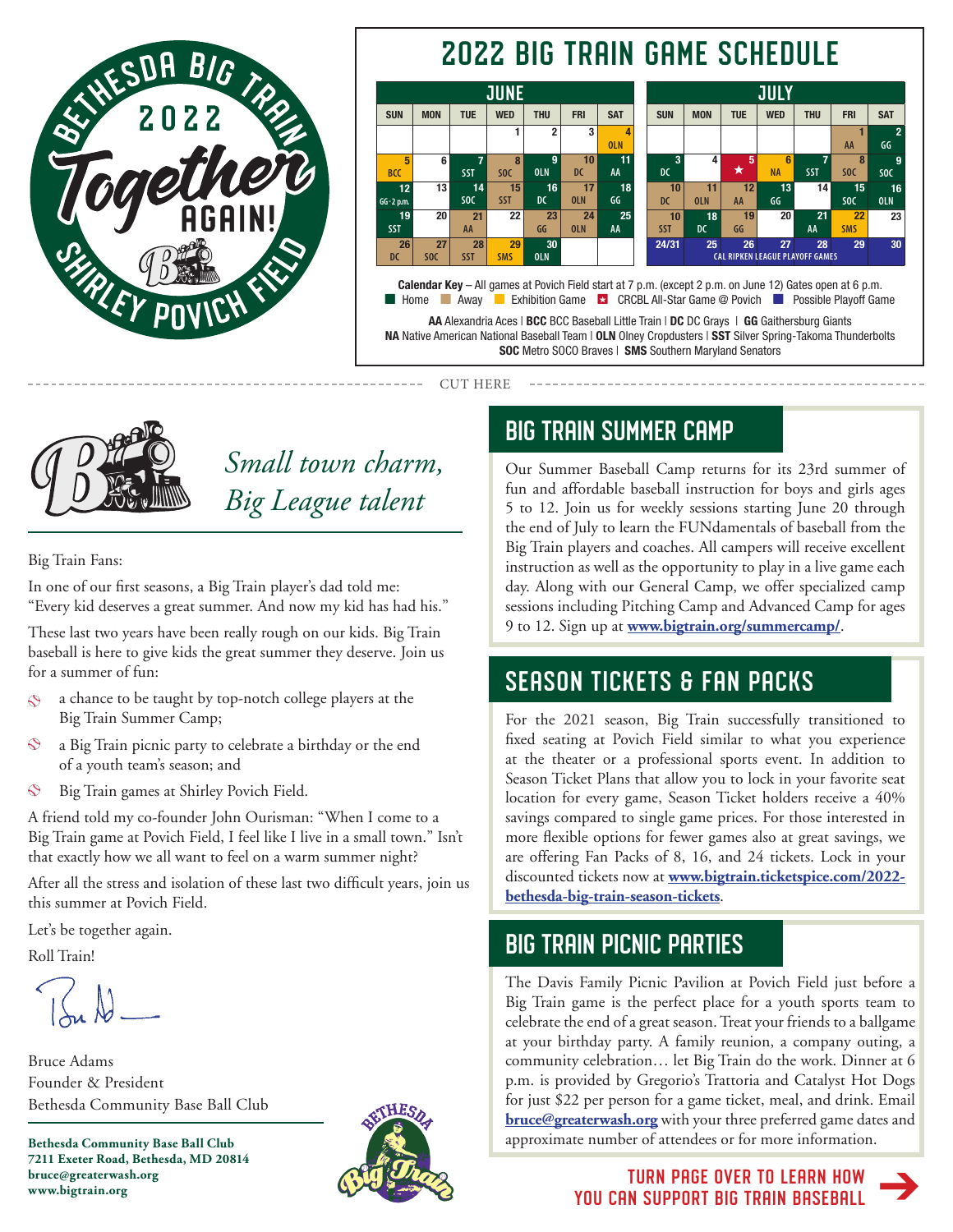Bethesda Big Train 2022 *Together* AGAIN! Shirley Povich Field

# 2022 BIG TRAIN GAME SCHEDULE

| JUNE | | | | | | |
|---|---|---|---|---|---|---|
| SUN | MON | TUE | WED | THU | FRI | SAT |
| | | | 1 | 2 | 3 | 4 OLN |
| 5 BCC | 6 | 7 SST | 8 SOC | 9 OLN | 10 DC | 11 AA |
| 12 GG-2 p.m. | 13 | 14 SOC | 15 SST | 16 DC | 17 OLN | 18 GG |
| 19 SST | 20 | 21 AA | 22 | 23 GG | 24 OLN | 25 AA |
| 26 DC | 27 SOC | 28 SST | 29 SMS | 30 OLN | | |

| JULY | | | | | | |
|---|---|---|---|---|---|---|
| SUN | MON | TUE | WED | THU | FRI | SAT |
| | | | | | 1 AA | 2 GG |
| 3 DC | 4 | 5 ★ | 6 NA | 7 SST | 8 SOC | 9 SOC |
| 10 DC | 11 OLN | 12 AA | 13 GG | 14 | 15 SOC | 16 OLN |
| 10 SST | 18 DC | 19 GG | 20 | 21 AA | 22 SMS | 23 |
| 24/31 | 25 CAL RIPKEN LEAGUE PLAYOFF GAMES | 26 | 27 | 28 | 29 | 30 |

**Calendar Key** – All games at Povich Field start at 7 p.m. (except 2 p.m. on June 12) Gates open at 6 p.m.
Home | Away | Exhibition Game | ★ CRCBL All-Star Game @ Povich | Possible Playoff Game

**AA** Alexandria Aces | **BCC** BCC Baseball Little Train | **DC** DC Grays | **GG** Gaithersburg Giants
**NA** Native American National Baseball Team | **OLN** Olney Cropdusters | **SST** Silver Spring-Takoma Thunderbolts
**SOC** Metro SOCO Braves | **SMS** Southern Maryland Senators

CUT HERE

*Small town charm, Big League talent*

Big Train Fans:

In one of our first seasons, a Big Train player's dad told me: "Every kid deserves a great summer. And now my kid has had his."

These last two years have been really rough on our kids. Big Train baseball is here to give kids the great summer they deserve. Join us for a summer of fun:

- a chance to be taught by top-notch college players at the Big Train Summer Camp;
- a Big Train picnic party to celebrate a birthday or the end of a youth team's season; and
- Big Train games at Shirley Povich Field.

A friend told my co-founder John Ourisman: "When I come to a Big Train game at Povich Field, I feel like I live in a small town." Isn't that exactly how we all want to feel on a warm summer night?

After all the stress and isolation of these last two difficult years, join us this summer at Povich Field.

Let's be together again.

Roll Train!

Bruce Adams
Founder & President
Bethesda Community Base Ball Club

**Bethesda Community Base Ball Club**
**7211 Exeter Road, Bethesda, MD 20814**
**bruce@greaterwash.org**
**www.bigtrain.org**

## BIG TRAIN SUMMER CAMP

Our Summer Baseball Camp returns for its 23rd summer of fun and affordable baseball instruction for boys and girls ages 5 to 12. Join us for weekly sessions starting June 20 through the end of July to learn the FUNdamentals of baseball from the Big Train players and coaches. All campers will receive excellent instruction as well as the opportunity to play in a live game each day. Along with our General Camp, we offer specialized camp sessions including Pitching Camp and Advanced Camp for ages 9 to 12. Sign up at **www.bigtrain.org/summercamp/**.

## SEASON TICKETS & FAN PACKS

For the 2021 season, Big Train successfully transitioned to fixed seating at Povich Field similar to what you experience at the theater or a professional sports event. In addition to Season Ticket Plans that allow you to lock in your favorite seat location for every game, Season Ticket holders receive a 40% savings compared to single game prices. For those interested in more flexible options for fewer games also at great savings, we are offering Fan Packs of 8, 16, and 24 tickets. Lock in your discounted tickets now at **www.bigtrain.ticketspice.com/2022-bethesda-big-train-season-tickets**.

## BIG TRAIN PICNIC PARTIES

The Davis Family Picnic Pavilion at Povich Field just before a Big Train game is the perfect place for a youth sports team to celebrate the end of a great season. Treat your friends to a ballgame at your birthday party. A family reunion, a company outing, a community celebration… let Big Train do the work. Dinner at 6 p.m. is provided by Gregorio's Trattoria and Catalyst Hot Dogs for just $22 per person for a game ticket, meal, and drink. Email **bruce@greaterwash.org** with your three preferred game dates and approximate number of attendees or for more information.

**TURN PAGE OVER TO LEARN HOW YOU CAN SUPPORT BIG TRAIN BASEBALL**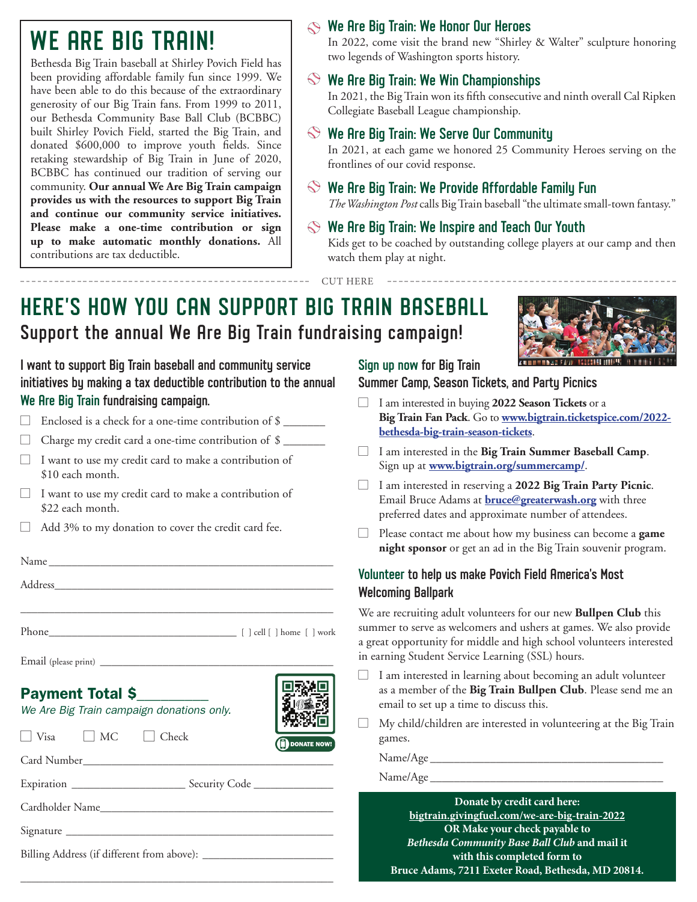# WE ARE BIG TRAIN!

Bethesda Big Train baseball at Shirley Povich Field has been providing affordable family fun since 1999. We have been able to do this because of the extraordinary generosity of our Big Train fans. From 1999 to 2011, our Bethesda Community Base Ball Club (BCBBC) built Shirley Povich Field, started the Big Train, and donated $600,000 to improve youth fields. Since retaking stewardship of Big Train in June of 2020, BCBBC has continued our tradition of serving our community. **Our annual We Are Big Train campaign provides us with the resources to support Big Train and continue our community service initiatives. Please make a one-time contribution or sign up to make automatic monthly donations.** All contributions are tax deductible.

### We Are Big Train: We Honor Our Heroes

In 2022, come visit the brand new "Shirley & Walter" sculpture honoring two legends of Washington sports history.

### We Are Big Train: We Win Championships

In 2021, the Big Train won its fifth consecutive and ninth overall Cal Ripken Collegiate Baseball League championship.

### We Are Big Train: We Serve Our Community

In 2021, at each game we honored 25 Community Heroes serving on the frontlines of our covid response.

### We Are Big Train: We Provide Affordable Family Fun

*The Washington Post* calls Big Train baseball "the ultimate small-town fantasy."

### We Are Big Train: We Inspire and Teach Our Youth

Kids get to be coached by outstanding college players at our camp and then watch them play at night.

CUT HERE

# HERE'S HOW YOU CAN SUPPORT BIG TRAIN BASEBALL

## Support the annual We Are Big Train fundraising campaign!

### I want to support Big Train baseball and community service initiatives by making a tax deductible contribution to the annual We Are Big Train fundraising campaign.

- ☐ Enclosed is a check for a one-time contribution of $ _______
- ☐ Charge my credit card a one-time contribution of $ _______
- ☐ I want to use my credit card to make a contribution of $10 each month.
- ☐ I want to use my credit card to make a contribution of $22 each month.
- ☐ Add 3% to my donation to cover the credit card fee.

Name_______________________________________________

Address_____________________________________________

____________________________________________________

Phone_________________________________ [ ] cell [ ] home [ ] work

Email (please print) ____________________________________

**Payment Total $_________**

*We Are Big Train campaign donations only.*

DONATE NOW!

☐ Visa ☐ MC ☐ Check

Card Number_________________________________________

Expiration ____________________ Security Code ______________

Cardholder Name______________________________________

Signature ___________________________________________

Billing Address (if different from above): ______________________

____________________________________________________

### Sign up now for Big Train Summer Camp, Season Tickets, and Party Picnics

- ☐ I am interested in buying **2022 Season Tickets** or a **Big Train Fan Pack**. Go to **www.bigtrain.ticketspice.com/2022-bethesda-big-train-season-tickets**.
- ☐ I am interested in the **Big Train Summer Baseball Camp**. Sign up at **www.bigtrain.org/summercamp/**.
- ☐ I am interested in reserving a **2022 Big Train Party Picnic**. Email Bruce Adams at **bruce@greaterwash.org** with three preferred dates and approximate number of attendees.
- ☐ Please contact me about how my business can become a **game night sponsor** or get an ad in the Big Train souvenir program.

### Volunteer to help us make Povich Field America's Most Welcoming Ballpark

We are recruiting adult volunteers for our new **Bullpen Club** this summer to serve as welcomers and ushers at games. We also provide a great opportunity for middle and high school volunteers interested in earning Student Service Learning (SSL) hours.

- ☐ I am interested in learning about becoming an adult volunteer as a member of the **Big Train Bullpen Club**. Please send me an email to set up a time to discuss this.
- ☐ My child/children are interested in volunteering at the Big Train games.

Name/Age________________________________________

Name/Age________________________________________

**Donate by credit card here:**
**bigtrain.givingfuel.com/we-are-big-train-2022**
**OR Make your check payable to *Bethesda Community Base Ball Club* and mail it with this completed form to Bruce Adams, 7211 Exeter Road, Bethesda, MD 20814.**